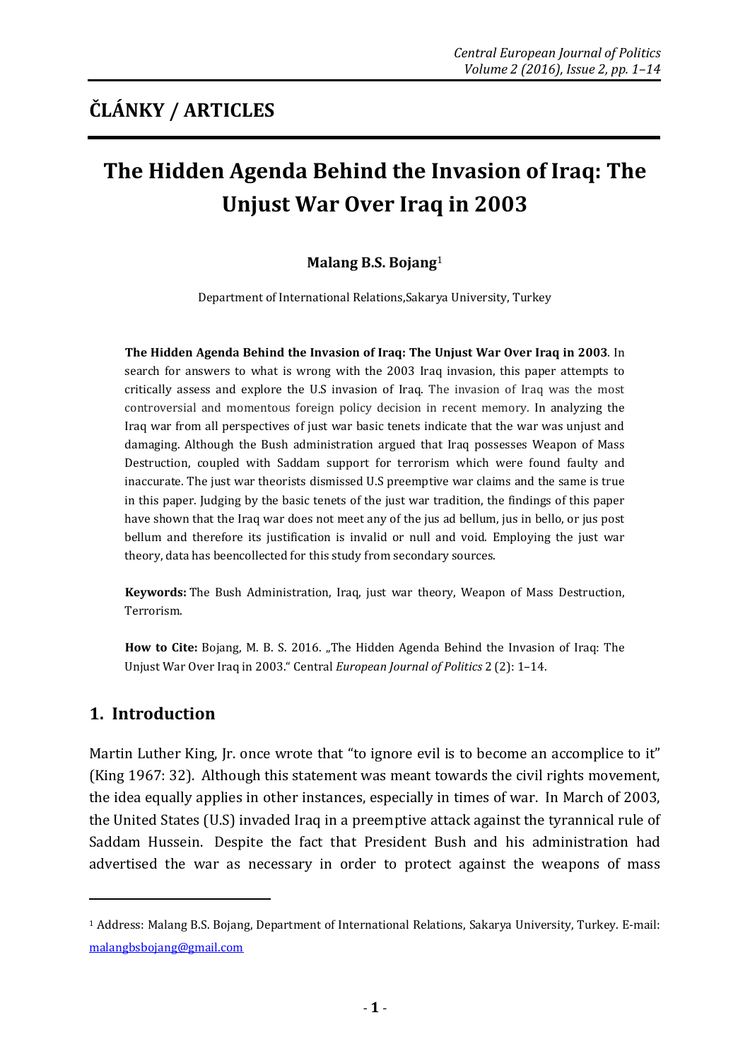## ČLÁNKY / ARTICLES

# The Hidden Agenda Behind the Invasion of Iraq: The Unjust War Over Iraq in 2003

**Malang B.S. Bojang**[1]

Department of International Relations,Sakarya University, Turkey

**The Hidden Agenda Behind the Invasion of Iraq: The Unjust War Over Iraq in 2003**. In search for answers to what is wrong with the 2003 Iraq invasion, this paper attempts to critically assess and explore the U.S invasion of Iraq. The invasion of Iraq was the most controversial and momentous foreign policy decision in recent memory. In analyzing the Iraq war from all perspectives of just war basic tenets indicate that the war was unjust and damaging. Although the Bush administration argued that Iraq possesses Weapon of Mass Destruction, coupled with Saddam support for terrorism which were found faulty and inaccurate. The just war theorists dismissed U.S preemptive war claims and the same is true in this paper. Judging by the basic tenets of the just war tradition, the findings of this paper have shown that the Iraq war does not meet any of the jus ad bellum, jus in bello, or jus post bellum and therefore its justification is invalid or null and void. Employing the just war theory, data has beencollected for this study from secondary sources.

**Keywords:** The Bush Administration, Iraq, just war theory, Weapon of Mass Destruction, Terrorism.

**How to Cite:** Bojang, M. B. S. 2016. „The Hidden Agenda Behind the Invasion of Iraq: The Unjust War Over Iraq in 2003." Central *European Journal of Politics* 2 (2): 1–14.

## 1. Introduction

Martin Luther King, Jr. once wrote that "to ignore evil is to become an accomplice to it" (King 1967: 32). Although this statement was meant towards the civil rights movement, the idea equally applies in other instances, especially in times of war. In March of 2003, the United States (U.S) invaded Iraq in a preemptive attack against the tyrannical rule of Saddam Hussein. Despite the fact that President Bush and his administration had advertised the war as necessary in order to protect against the weapons of mass

---

[1] Address: Malang B.S. Bojang, Department of International Relations, Sakarya University, Turkey. E-mail: malangbsbojang@gmail.com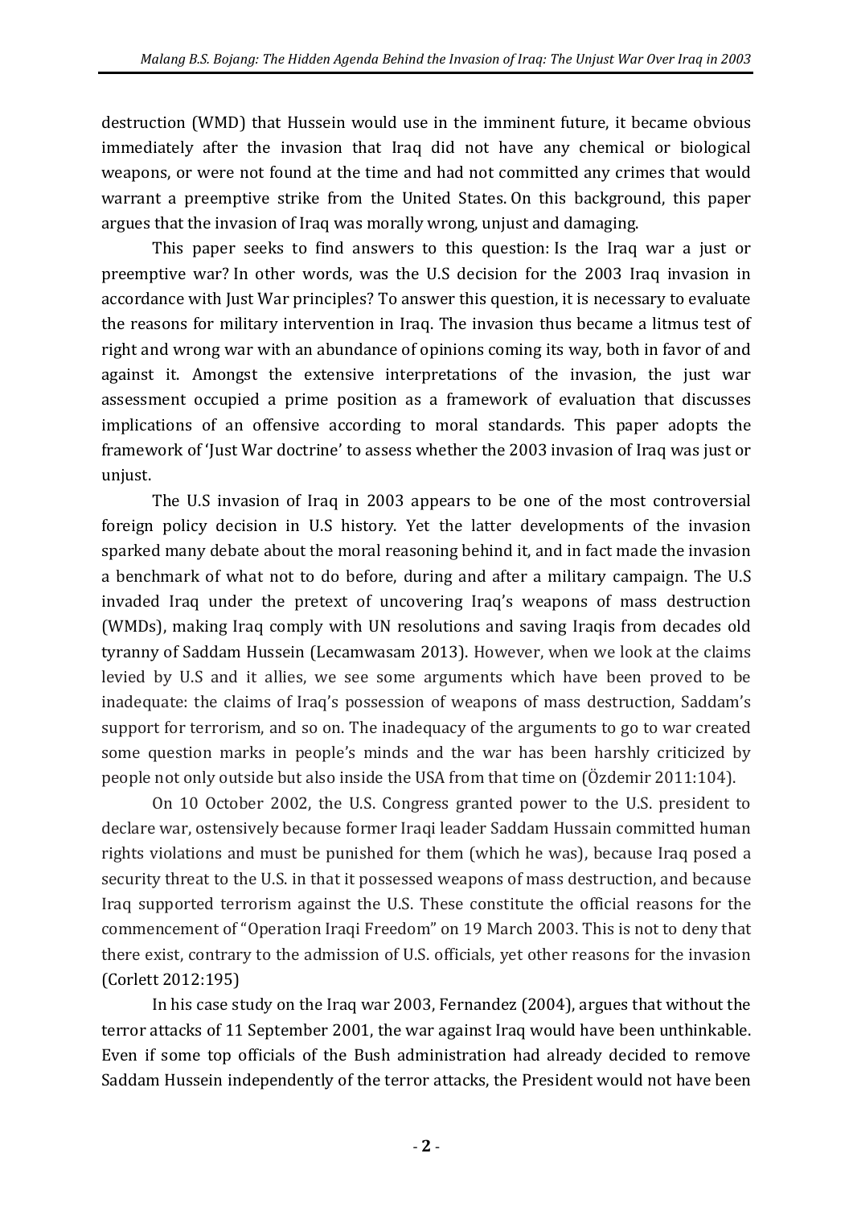destruction (WMD) that Hussein would use in the imminent future, it became obvious immediately after the invasion that Iraq did not have any chemical or biological weapons, or were not found at the time and had not committed any crimes that would warrant a preemptive strike from the United States. On this background, this paper argues that the invasion of Iraq was morally wrong, unjust and damaging.

This paper seeks to find answers to this question: Is the Iraq war a just or preemptive war? In other words, was the U.S decision for the 2003 Iraq invasion in accordance with Just War principles? To answer this question, it is necessary to evaluate the reasons for military intervention in Iraq. The invasion thus became a litmus test of right and wrong war with an abundance of opinions coming its way, both in favor of and against it. Amongst the extensive interpretations of the invasion, the just war assessment occupied a prime position as a framework of evaluation that discusses implications of an offensive according to moral standards. This paper adopts the framework of 'Just War doctrine' to assess whether the 2003 invasion of Iraq was just or unjust.

The U.S invasion of Iraq in 2003 appears to be one of the most controversial foreign policy decision in U.S history. Yet the latter developments of the invasion sparked many debate about the moral reasoning behind it, and in fact made the invasion a benchmark of what not to do before, during and after a military campaign. The U.S invaded Iraq under the pretext of uncovering Iraq's weapons of mass destruction (WMDs), making Iraq comply with UN resolutions and saving Iraqis from decades old tyranny of Saddam Hussein (Lecamwasam 2013). However, when we look at the claims levied by U.S and it allies, we see some arguments which have been proved to be inadequate: the claims of Iraq's possession of weapons of mass destruction, Saddam's support for terrorism, and so on. The inadequacy of the arguments to go to war created some question marks in people's minds and the war has been harshly criticized by people not only outside but also inside the USA from that time on (Özdemir 2011:104).

On 10 October 2002, the U.S. Congress granted power to the U.S. president to declare war, ostensively because former Iraqi leader Saddam Hussain committed human rights violations and must be punished for them (which he was), because Iraq posed a security threat to the U.S. in that it possessed weapons of mass destruction, and because Iraq supported terrorism against the U.S. These constitute the official reasons for the commencement of "Operation Iraqi Freedom" on 19 March 2003. This is not to deny that there exist, contrary to the admission of U.S. officials, yet other reasons for the invasion (Corlett 2012:195)

In his case study on the Iraq war 2003, Fernandez (2004), argues that without the terror attacks of 11 September 2001, the war against Iraq would have been unthinkable. Even if some top officials of the Bush administration had already decided to remove Saddam Hussein independently of the terror attacks, the President would not have been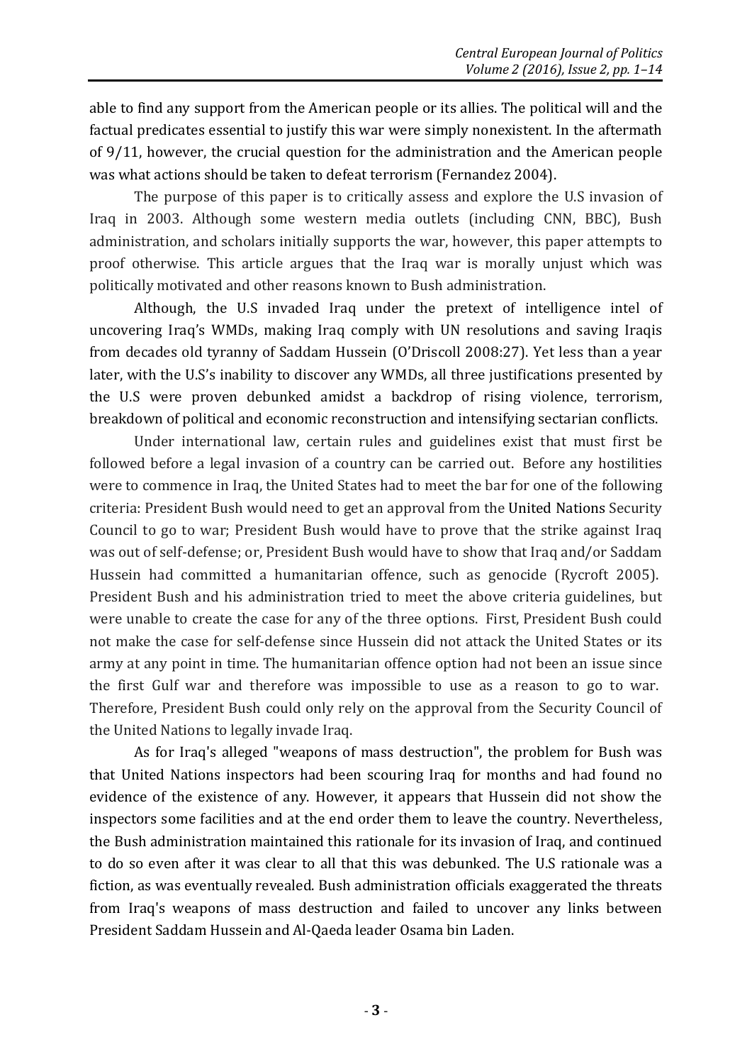able to find any support from the American people or its allies. The political will and the factual predicates essential to justify this war were simply nonexistent. In the aftermath of 9/11, however, the crucial question for the administration and the American people was what actions should be taken to defeat terrorism (Fernandez 2004).

The purpose of this paper is to critically assess and explore the U.S invasion of Iraq in 2003. Although some western media outlets (including CNN, BBC), Bush administration, and scholars initially supports the war, however, this paper attempts to proof otherwise. This article argues that the Iraq war is morally unjust which was politically motivated and other reasons known to Bush administration.

Although, the U.S invaded Iraq under the pretext of intelligence intel of uncovering Iraq's WMDs, making Iraq comply with UN resolutions and saving Iraqis from decades old tyranny of Saddam Hussein (O'Driscoll 2008:27). Yet less than a year later, with the U.S's inability to discover any WMDs, all three justifications presented by the U.S were proven debunked amidst a backdrop of rising violence, terrorism, breakdown of political and economic reconstruction and intensifying sectarian conflicts.

Under international law, certain rules and guidelines exist that must first be followed before a legal invasion of a country can be carried out. Before any hostilities were to commence in Iraq, the United States had to meet the bar for one of the following criteria: President Bush would need to get an approval from the United Nations Security Council to go to war; President Bush would have to prove that the strike against Iraq was out of self-defense; or, President Bush would have to show that Iraq and/or Saddam Hussein had committed a humanitarian offence, such as genocide (Rycroft 2005). President Bush and his administration tried to meet the above criteria guidelines, but were unable to create the case for any of the three options. First, President Bush could not make the case for self-defense since Hussein did not attack the United States or its army at any point in time. The humanitarian offence option had not been an issue since the first Gulf war and therefore was impossible to use as a reason to go to war. Therefore, President Bush could only rely on the approval from the Security Council of the United Nations to legally invade Iraq.

As for Iraq's alleged "weapons of mass destruction", the problem for Bush was that United Nations inspectors had been scouring Iraq for months and had found no evidence of the existence of any. However, it appears that Hussein did not show the inspectors some facilities and at the end order them to leave the country. Nevertheless, the Bush administration maintained this rationale for its invasion of Iraq, and continued to do so even after it was clear to all that this was debunked. The U.S rationale was a fiction, as was eventually revealed. Bush administration officials exaggerated the threats from Iraq's weapons of mass destruction and failed to uncover any links between President Saddam Hussein and Al-Qaeda leader Osama bin Laden.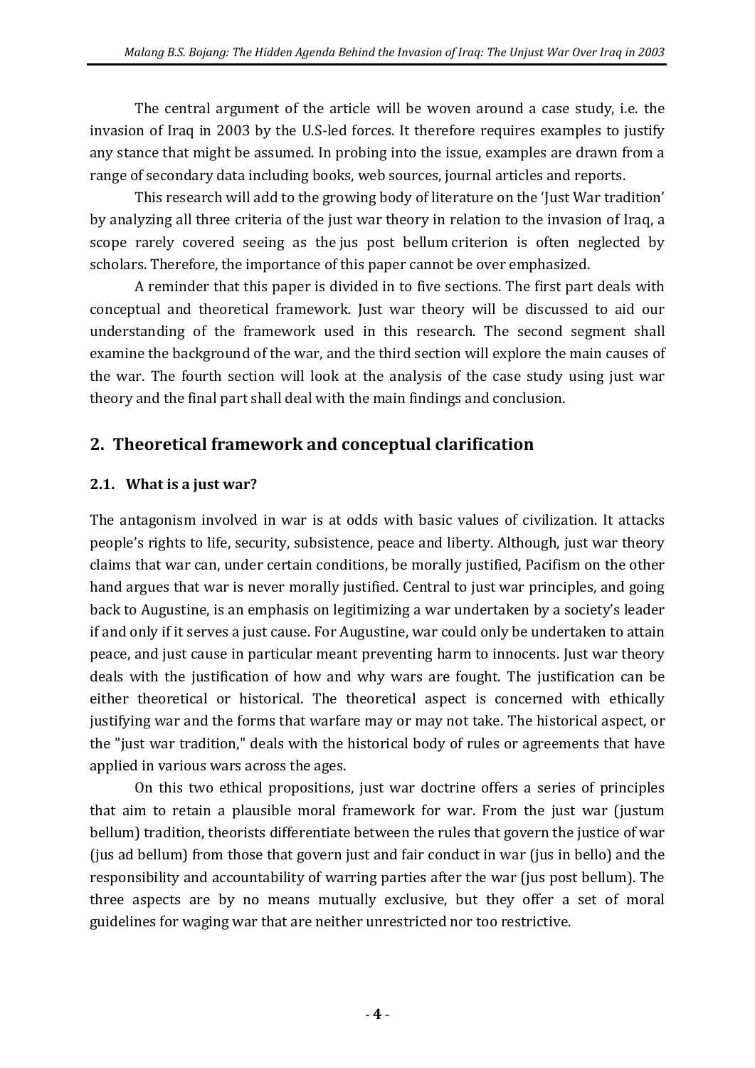The central argument of the article will be woven around a case study, i.e. the invasion of Iraq in 2003 by the U.S-led forces. It therefore requires examples to justify any stance that might be assumed. In probing into the issue, examples are drawn from a range of secondary data including books, web sources, journal articles and reports.

This research will add to the growing body of literature on the 'Just War tradition' by analyzing all three criteria of the just war theory in relation to the invasion of Iraq, a scope rarely covered seeing as the jus post bellum criterion is often neglected by scholars. Therefore, the importance of this paper cannot be over emphasized.

A reminder that this paper is divided in to five sections. The first part deals with conceptual and theoretical framework. Just war theory will be discussed to aid our understanding of the framework used in this research. The second segment shall examine the background of the war, and the third section will explore the main causes of the war. The fourth section will look at the analysis of the case study using just war theory and the final part shall deal with the main findings and conclusion.

## 2. Theoretical framework and conceptual clarification

### 2.1. What is a just war?

The antagonism involved in war is at odds with basic values of civilization. It attacks people's rights to life, security, subsistence, peace and liberty. Although, just war theory claims that war can, under certain conditions, be morally justified, Pacifism on the other hand argues that war is never morally justified. Central to just war principles, and going back to Augustine, is an emphasis on legitimizing a war undertaken by a society's leader if and only if it serves a just cause. For Augustine, war could only be undertaken to attain peace, and just cause in particular meant preventing harm to innocents. Just war theory deals with the justification of how and why wars are fought. The justification can be either theoretical or historical. The theoretical aspect is concerned with ethically justifying war and the forms that warfare may or may not take. The historical aspect, or the "just war tradition," deals with the historical body of rules or agreements that have applied in various wars across the ages.

On this two ethical propositions, just war doctrine offers a series of principles that aim to retain a plausible moral framework for war. From the just war (justum bellum) tradition, theorists differentiate between the rules that govern the justice of war (jus ad bellum) from those that govern just and fair conduct in war (jus in bello) and the responsibility and accountability of warring parties after the war (jus post bellum). The three aspects are by no means mutually exclusive, but they offer a set of moral guidelines for waging war that are neither unrestricted nor too restrictive.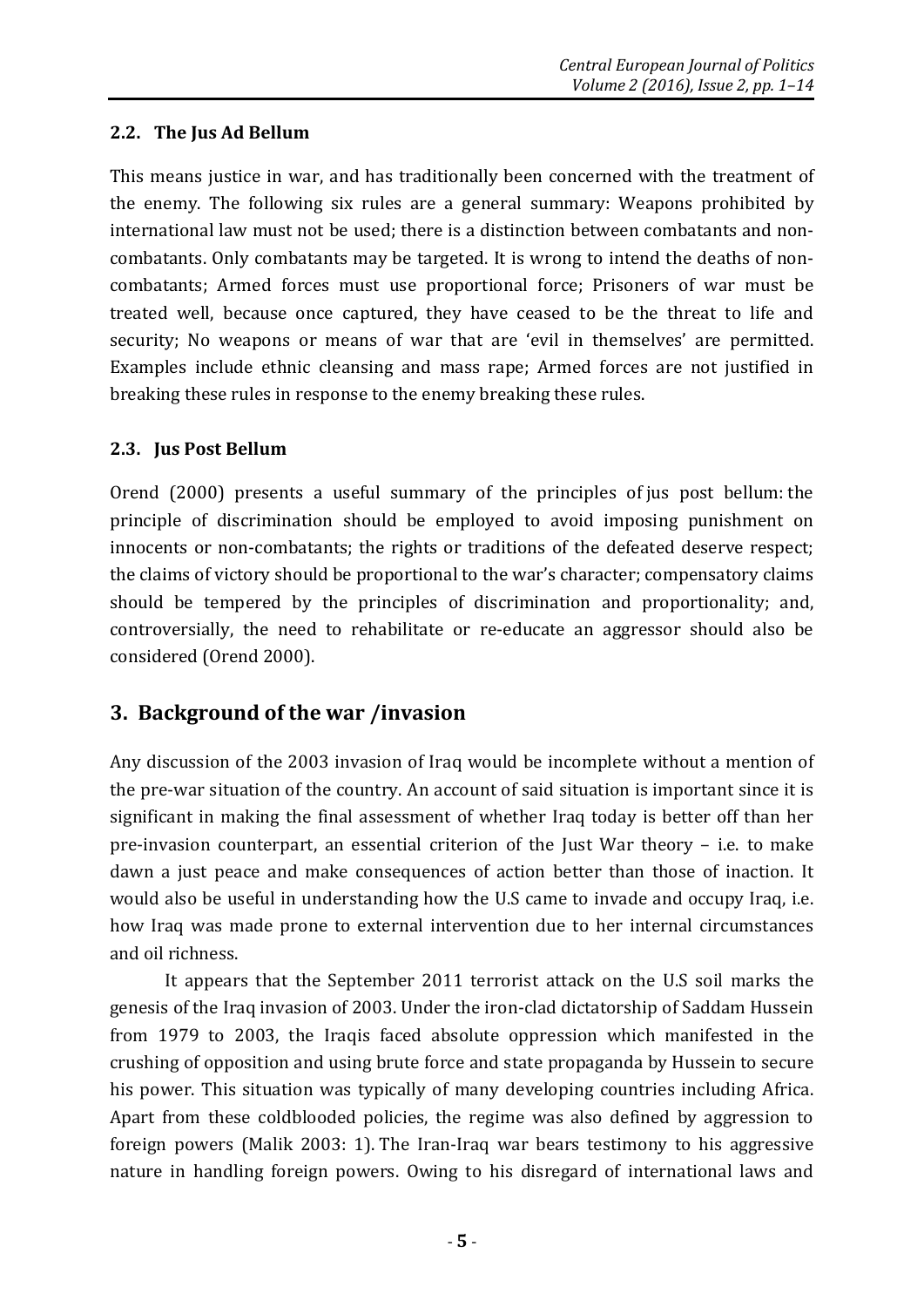### 2.2. The Jus Ad Bellum

This means justice in war, and has traditionally been concerned with the treatment of the enemy. The following six rules are a general summary: Weapons prohibited by international law must not be used; there is a distinction between combatants and non-combatants. Only combatants may be targeted. It is wrong to intend the deaths of non-combatants; Armed forces must use proportional force; Prisoners of war must be treated well, because once captured, they have ceased to be the threat to life and security; No weapons or means of war that are 'evil in themselves' are permitted. Examples include ethnic cleansing and mass rape; Armed forces are not justified in breaking these rules in response to the enemy breaking these rules.

### 2.3. Jus Post Bellum

Orend (2000) presents a useful summary of the principles of jus post bellum: the principle of discrimination should be employed to avoid imposing punishment on innocents or non-combatants; the rights or traditions of the defeated deserve respect; the claims of victory should be proportional to the war's character; compensatory claims should be tempered by the principles of discrimination and proportionality; and, controversially, the need to rehabilitate or re-educate an aggressor should also be considered (Orend 2000).

## 3. Background of the war /invasion

Any discussion of the 2003 invasion of Iraq would be incomplete without a mention of the pre-war situation of the country. An account of said situation is important since it is significant in making the final assessment of whether Iraq today is better off than her pre-invasion counterpart, an essential criterion of the Just War theory – i.e. to make dawn a just peace and make consequences of action better than those of inaction. It would also be useful in understanding how the U.S came to invade and occupy Iraq, i.e. how Iraq was made prone to external intervention due to her internal circumstances and oil richness.

It appears that the September 2011 terrorist attack on the U.S soil marks the genesis of the Iraq invasion of 2003. Under the iron-clad dictatorship of Saddam Hussein from 1979 to 2003, the Iraqis faced absolute oppression which manifested in the crushing of opposition and using brute force and state propaganda by Hussein to secure his power. This situation was typically of many developing countries including Africa. Apart from these coldblooded policies, the regime was also defined by aggression to foreign powers (Malik 2003: 1). The Iran-Iraq war bears testimony to his aggressive nature in handling foreign powers. Owing to his disregard of international laws and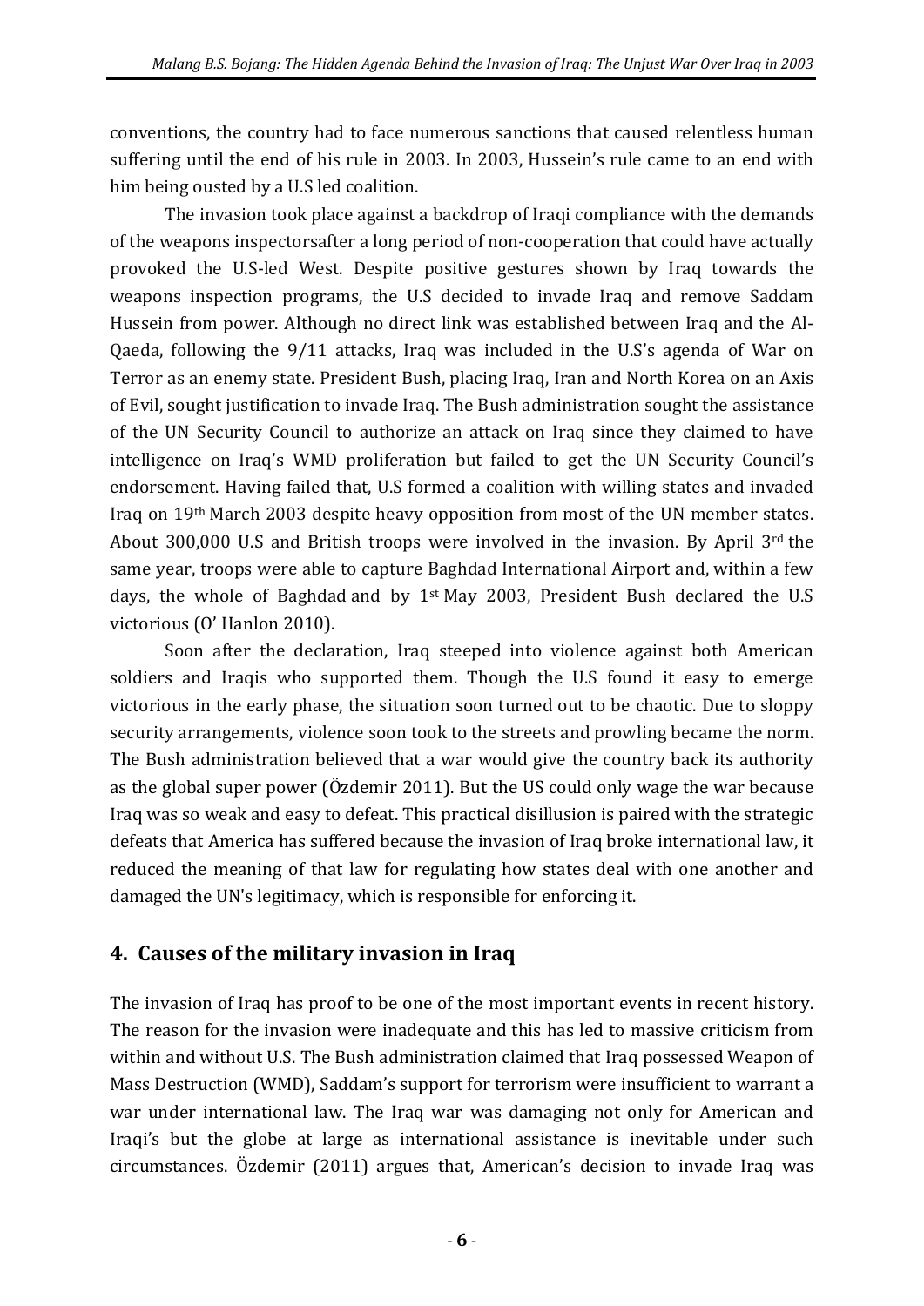conventions, the country had to face numerous sanctions that caused relentless human suffering until the end of his rule in 2003. In 2003, Hussein's rule came to an end with him being ousted by a U.S led coalition.

The invasion took place against a backdrop of Iraqi compliance with the demands of the weapons inspectorsafter a long period of non-cooperation that could have actually provoked the U.S-led West. Despite positive gestures shown by Iraq towards the weapons inspection programs, the U.S decided to invade Iraq and remove Saddam Hussein from power. Although no direct link was established between Iraq and the Al-Qaeda, following the 9/11 attacks, Iraq was included in the U.S's agenda of War on Terror as an enemy state. President Bush, placing Iraq, Iran and North Korea on an Axis of Evil, sought justification to invade Iraq. The Bush administration sought the assistance of the UN Security Council to authorize an attack on Iraq since they claimed to have intelligence on Iraq's WMD proliferation but failed to get the UN Security Council's endorsement. Having failed that, U.S formed a coalition with willing states and invaded Iraq on 19th March 2003 despite heavy opposition from most of the UN member states. About 300,000 U.S and British troops were involved in the invasion. By April 3rd the same year, troops were able to capture Baghdad International Airport and, within a few days, the whole of Baghdad and by 1st May 2003, President Bush declared the U.S victorious (O' Hanlon 2010).

Soon after the declaration, Iraq steeped into violence against both American soldiers and Iraqis who supported them. Though the U.S found it easy to emerge victorious in the early phase, the situation soon turned out to be chaotic. Due to sloppy security arrangements, violence soon took to the streets and prowling became the norm. The Bush administration believed that a war would give the country back its authority as the global super power (Özdemir 2011). But the US could only wage the war because Iraq was so weak and easy to defeat. This practical disillusion is paired with the strategic defeats that America has suffered because the invasion of Iraq broke international law, it reduced the meaning of that law for regulating how states deal with one another and damaged the UN's legitimacy, which is responsible for enforcing it.

## 4. Causes of the military invasion in Iraq

The invasion of Iraq has proof to be one of the most important events in recent history. The reason for the invasion were inadequate and this has led to massive criticism from within and without U.S. The Bush administration claimed that Iraq possessed Weapon of Mass Destruction (WMD), Saddam's support for terrorism were insufficient to warrant a war under international law. The Iraq war was damaging not only for American and Iraqi's but the globe at large as international assistance is inevitable under such circumstances. Özdemir (2011) argues that, American's decision to invade Iraq was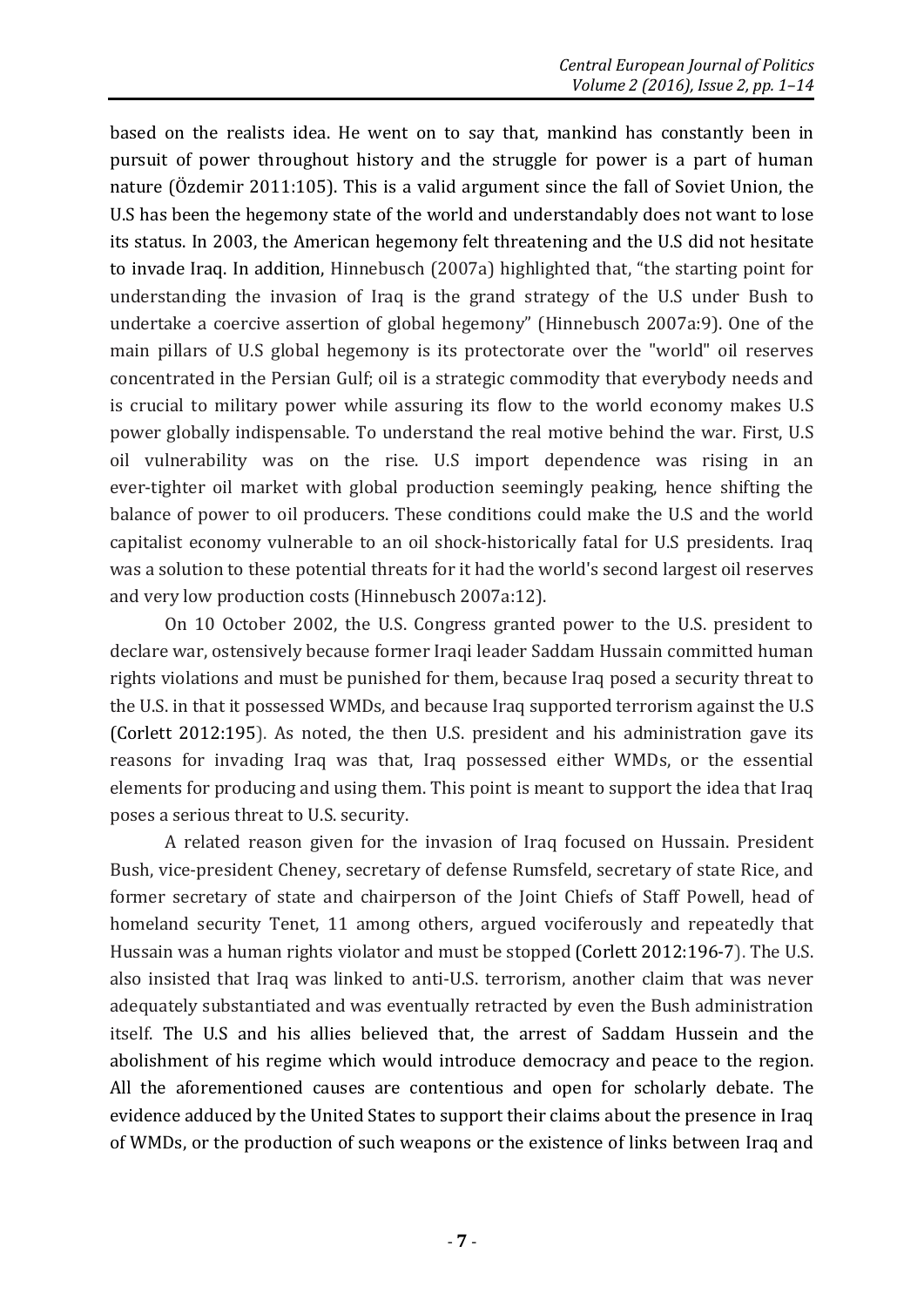based on the realists idea. He went on to say that, mankind has constantly been in pursuit of power throughout history and the struggle for power is a part of human nature (Özdemir 2011:105). This is a valid argument since the fall of Soviet Union, the U.S has been the hegemony state of the world and understandably does not want to lose its status. In 2003, the American hegemony felt threatening and the U.S did not hesitate to invade Iraq. In addition, Hinnebusch (2007a) highlighted that, "the starting point for understanding the invasion of Iraq is the grand strategy of the U.S under Bush to undertake a coercive assertion of global hegemony" (Hinnebusch 2007a:9). One of the main pillars of U.S global hegemony is its protectorate over the "world" oil reserves concentrated in the Persian Gulf; oil is a strategic commodity that everybody needs and is crucial to military power while assuring its flow to the world economy makes U.S power globally indispensable. To understand the real motive behind the war. First, U.S oil vulnerability was on the rise. U.S import dependence was rising in an ever-tighter oil market with global production seemingly peaking, hence shifting the balance of power to oil producers. These conditions could make the U.S and the world capitalist economy vulnerable to an oil shock-historically fatal for U.S presidents. Iraq was a solution to these potential threats for it had the world's second largest oil reserves and very low production costs (Hinnebusch 2007a:12).

On 10 October 2002, the U.S. Congress granted power to the U.S. president to declare war, ostensively because former Iraqi leader Saddam Hussain committed human rights violations and must be punished for them, because Iraq posed a security threat to the U.S. in that it possessed WMDs, and because Iraq supported terrorism against the U.S (Corlett 2012:195). As noted, the then U.S. president and his administration gave its reasons for invading Iraq was that, Iraq possessed either WMDs, or the essential elements for producing and using them. This point is meant to support the idea that Iraq poses a serious threat to U.S. security.

A related reason given for the invasion of Iraq focused on Hussain. President Bush, vice-president Cheney, secretary of defense Rumsfeld, secretary of state Rice, and former secretary of state and chairperson of the Joint Chiefs of Staff Powell, head of homeland security Tenet, 11 among others, argued vociferously and repeatedly that Hussain was a human rights violator and must be stopped (Corlett 2012:196-7). The U.S. also insisted that Iraq was linked to anti-U.S. terrorism, another claim that was never adequately substantiated and was eventually retracted by even the Bush administration itself. The U.S and his allies believed that, the arrest of Saddam Hussein and the abolishment of his regime which would introduce democracy and peace to the region. All the aforementioned causes are contentious and open for scholarly debate. The evidence adduced by the United States to support their claims about the presence in Iraq of WMDs, or the production of such weapons or the existence of links between Iraq and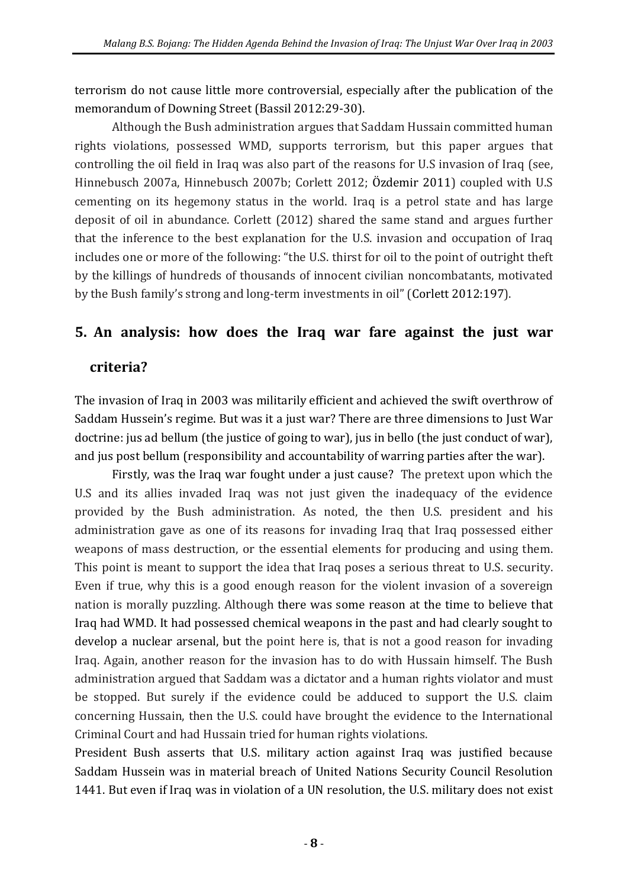terrorism do not cause little more controversial, especially after the publication of the memorandum of Downing Street (Bassil 2012:29-30).

Although the Bush administration argues that Saddam Hussain committed human rights violations, possessed WMD, supports terrorism, but this paper argues that controlling the oil field in Iraq was also part of the reasons for U.S invasion of Iraq (see, Hinnebusch 2007a, Hinnebusch 2007b; Corlett 2012; Özdemir 2011) coupled with U.S cementing on its hegemony status in the world. Iraq is a petrol state and has large deposit of oil in abundance. Corlett (2012) shared the same stand and argues further that the inference to the best explanation for the U.S. invasion and occupation of Iraq includes one or more of the following: "the U.S. thirst for oil to the point of outright theft by the killings of hundreds of thousands of innocent civilian noncombatants, motivated by the Bush family's strong and long-term investments in oil" (Corlett 2012:197).

## 5. An analysis: how does the Iraq war fare against the just war criteria?

The invasion of Iraq in 2003 was militarily efficient and achieved the swift overthrow of Saddam Hussein's regime. But was it a just war? There are three dimensions to Just War doctrine: jus ad bellum (the justice of going to war), jus in bello (the just conduct of war), and jus post bellum (responsibility and accountability of warring parties after the war).

Firstly, was the Iraq war fought under a just cause? The pretext upon which the U.S and its allies invaded Iraq was not just given the inadequacy of the evidence provided by the Bush administration. As noted, the then U.S. president and his administration gave as one of its reasons for invading Iraq that Iraq possessed either weapons of mass destruction, or the essential elements for producing and using them. This point is meant to support the idea that Iraq poses a serious threat to U.S. security. Even if true, why this is a good enough reason for the violent invasion of a sovereign nation is morally puzzling. Although there was some reason at the time to believe that Iraq had WMD. It had possessed chemical weapons in the past and had clearly sought to develop a nuclear arsenal, but the point here is, that is not a good reason for invading Iraq. Again, another reason for the invasion has to do with Hussain himself. The Bush administration argued that Saddam was a dictator and a human rights violator and must be stopped. But surely if the evidence could be adduced to support the U.S. claim concerning Hussain, then the U.S. could have brought the evidence to the International Criminal Court and had Hussain tried for human rights violations.

President Bush asserts that U.S. military action against Iraq was justified because Saddam Hussein was in material breach of United Nations Security Council Resolution 1441. But even if Iraq was in violation of a UN resolution, the U.S. military does not exist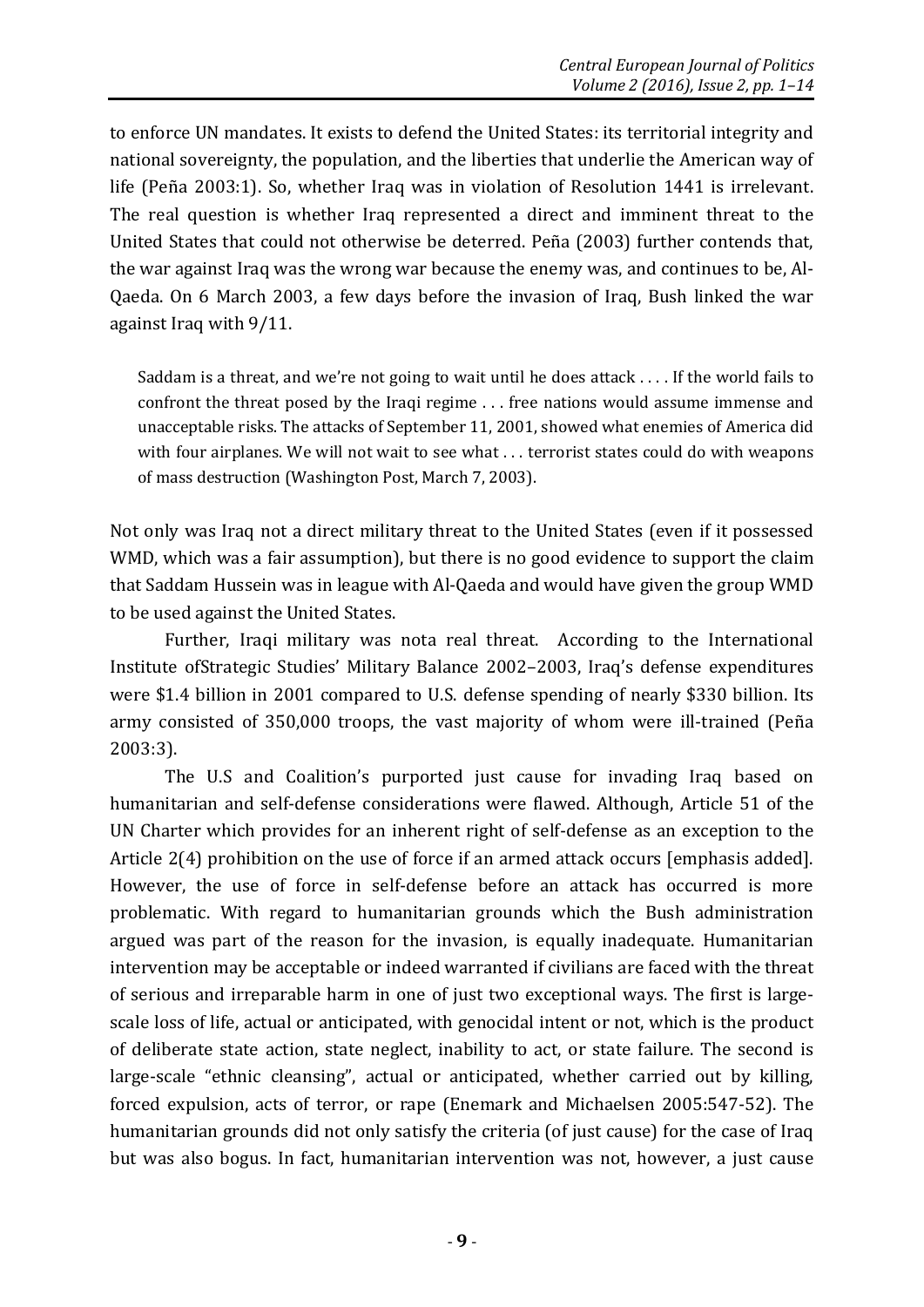to enforce UN mandates. It exists to defend the United States: its territorial integrity and national sovereignty, the population, and the liberties that underlie the American way of life (Peña 2003:1). So, whether Iraq was in violation of Resolution 1441 is irrelevant. The real question is whether Iraq represented a direct and imminent threat to the United States that could not otherwise be deterred. Peña (2003) further contends that, the war against Iraq was the wrong war because the enemy was, and continues to be, Al-Qaeda. On 6 March 2003, a few days before the invasion of Iraq, Bush linked the war against Iraq with 9/11.

> Saddam is a threat, and we're not going to wait until he does attack . . . . If the world fails to confront the threat posed by the Iraqi regime . . . free nations would assume immense and unacceptable risks. The attacks of September 11, 2001, showed what enemies of America did with four airplanes. We will not wait to see what . . . terrorist states could do with weapons of mass destruction (Washington Post, March 7, 2003).

Not only was Iraq not a direct military threat to the United States (even if it possessed WMD, which was a fair assumption), but there is no good evidence to support the claim that Saddam Hussein was in league with Al-Qaeda and would have given the group WMD to be used against the United States.

Further, Iraqi military was nota real threat. According to the International Institute ofStrategic Studies' Military Balance 2002–2003, Iraq's defense expenditures were $1.4 billion in 2001 compared to U.S. defense spending of nearly $330 billion. Its army consisted of 350,000 troops, the vast majority of whom were ill-trained (Peña 2003:3).

The U.S and Coalition's purported just cause for invading Iraq based on humanitarian and self-defense considerations were flawed. Although, Article 51 of the UN Charter which provides for an inherent right of self-defense as an exception to the Article 2(4) prohibition on the use of force if an armed attack occurs [emphasis added]. However, the use of force in self-defense before an attack has occurred is more problematic. With regard to humanitarian grounds which the Bush administration argued was part of the reason for the invasion, is equally inadequate. Humanitarian intervention may be acceptable or indeed warranted if civilians are faced with the threat of serious and irreparable harm in one of just two exceptional ways. The first is large-scale loss of life, actual or anticipated, with genocidal intent or not, which is the product of deliberate state action, state neglect, inability to act, or state failure. The second is large-scale "ethnic cleansing", actual or anticipated, whether carried out by killing, forced expulsion, acts of terror, or rape (Enemark and Michaelsen 2005:547-52). The humanitarian grounds did not only satisfy the criteria (of just cause) for the case of Iraq but was also bogus. In fact, humanitarian intervention was not, however, a just cause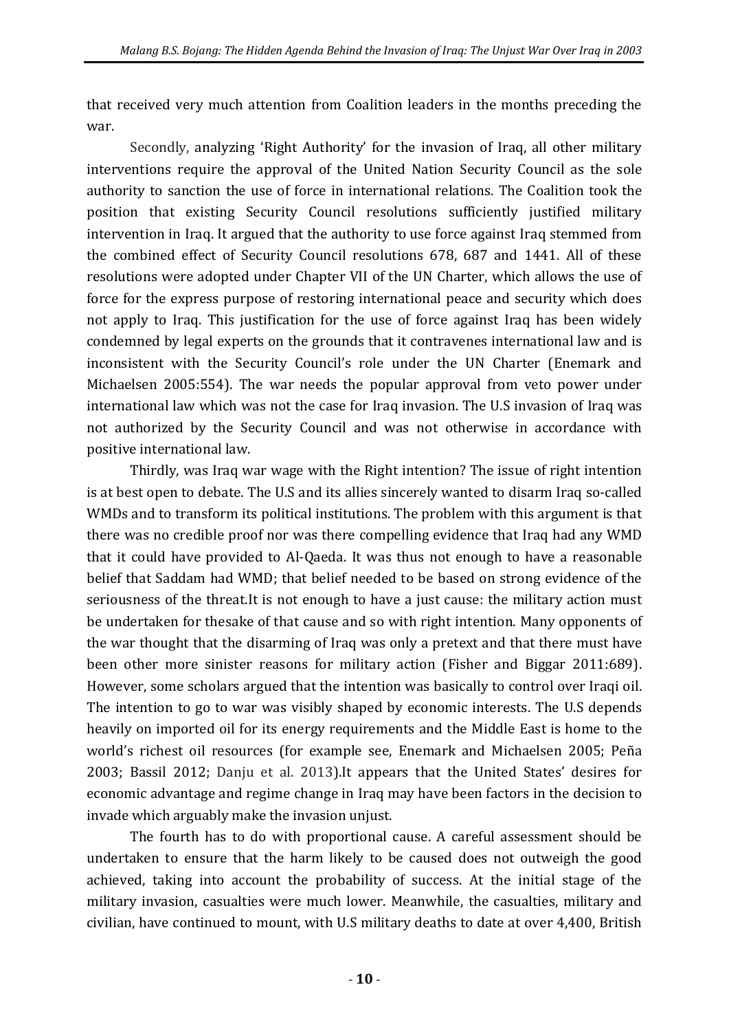that received very much attention from Coalition leaders in the months preceding the war.

Secondly, analyzing 'Right Authority' for the invasion of Iraq, all other military interventions require the approval of the United Nation Security Council as the sole authority to sanction the use of force in international relations. The Coalition took the position that existing Security Council resolutions sufficiently justified military intervention in Iraq. It argued that the authority to use force against Iraq stemmed from the combined effect of Security Council resolutions 678, 687 and 1441. All of these resolutions were adopted under Chapter VII of the UN Charter, which allows the use of force for the express purpose of restoring international peace and security which does not apply to Iraq. This justification for the use of force against Iraq has been widely condemned by legal experts on the grounds that it contravenes international law and is inconsistent with the Security Council's role under the UN Charter (Enemark and Michaelsen 2005:554). The war needs the popular approval from veto power under international law which was not the case for Iraq invasion. The U.S invasion of Iraq was not authorized by the Security Council and was not otherwise in accordance with positive international law.

Thirdly, was Iraq war wage with the Right intention? The issue of right intention is at best open to debate. The U.S and its allies sincerely wanted to disarm Iraq so-called WMDs and to transform its political institutions. The problem with this argument is that there was no credible proof nor was there compelling evidence that Iraq had any WMD that it could have provided to Al-Qaeda. It was thus not enough to have a reasonable belief that Saddam had WMD; that belief needed to be based on strong evidence of the seriousness of the threat.It is not enough to have a just cause: the military action must be undertaken for thesake of that cause and so with right intention. Many opponents of the war thought that the disarming of Iraq was only a pretext and that there must have been other more sinister reasons for military action (Fisher and Biggar 2011:689). However, some scholars argued that the intention was basically to control over Iraqi oil. The intention to go to war was visibly shaped by economic interests. The U.S depends heavily on imported oil for its energy requirements and the Middle East is home to the world's richest oil resources (for example see, Enemark and Michaelsen 2005; Peña 2003; Bassil 2012; Danju et al. 2013).It appears that the United States' desires for economic advantage and regime change in Iraq may have been factors in the decision to invade which arguably make the invasion unjust.

The fourth has to do with proportional cause. A careful assessment should be undertaken to ensure that the harm likely to be caused does not outweigh the good achieved, taking into account the probability of success. At the initial stage of the military invasion, casualties were much lower. Meanwhile, the casualties, military and civilian, have continued to mount, with U.S military deaths to date at over 4,400, British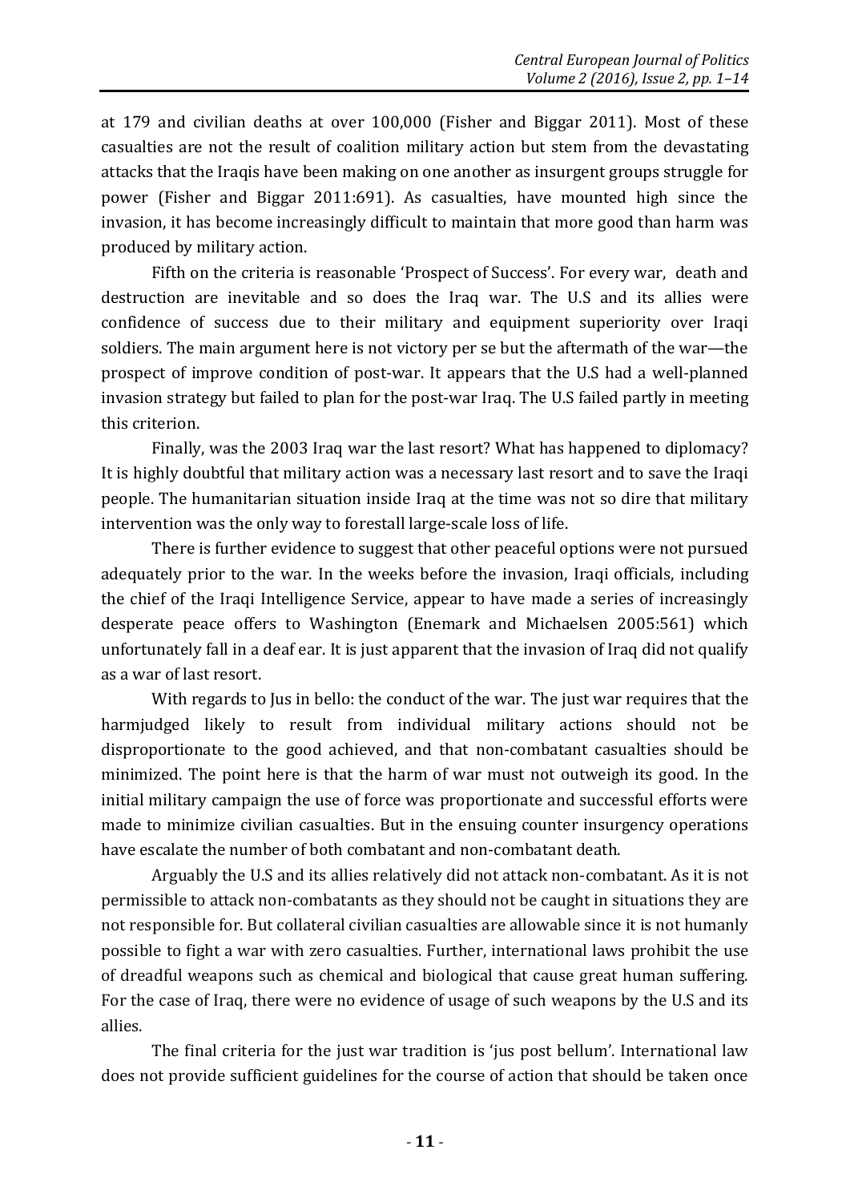at 179 and civilian deaths at over 100,000 (Fisher and Biggar 2011). Most of these casualties are not the result of coalition military action but stem from the devastating attacks that the Iraqis have been making on one another as insurgent groups struggle for power (Fisher and Biggar 2011:691). As casualties, have mounted high since the invasion, it has become increasingly difficult to maintain that more good than harm was produced by military action.

Fifth on the criteria is reasonable 'Prospect of Success'. For every war, death and destruction are inevitable and so does the Iraq war. The U.S and its allies were confidence of success due to their military and equipment superiority over Iraqi soldiers. The main argument here is not victory per se but the aftermath of the war—the prospect of improve condition of post-war. It appears that the U.S had a well-planned invasion strategy but failed to plan for the post-war Iraq. The U.S failed partly in meeting this criterion.

Finally, was the 2003 Iraq war the last resort? What has happened to diplomacy? It is highly doubtful that military action was a necessary last resort and to save the Iraqi people. The humanitarian situation inside Iraq at the time was not so dire that military intervention was the only way to forestall large-scale loss of life.

There is further evidence to suggest that other peaceful options were not pursued adequately prior to the war. In the weeks before the invasion, Iraqi officials, including the chief of the Iraqi Intelligence Service, appear to have made a series of increasingly desperate peace offers to Washington (Enemark and Michaelsen 2005:561) which unfortunately fall in a deaf ear. It is just apparent that the invasion of Iraq did not qualify as a war of last resort.

With regards to Jus in bello: the conduct of the war. The just war requires that the harmjudged likely to result from individual military actions should not be disproportionate to the good achieved, and that non-combatant casualties should be minimized. The point here is that the harm of war must not outweigh its good. In the initial military campaign the use of force was proportionate and successful efforts were made to minimize civilian casualties. But in the ensuing counter insurgency operations have escalate the number of both combatant and non-combatant death.

Arguably the U.S and its allies relatively did not attack non-combatant. As it is not permissible to attack non-combatants as they should not be caught in situations they are not responsible for. But collateral civilian casualties are allowable since it is not humanly possible to fight a war with zero casualties. Further, international laws prohibit the use of dreadful weapons such as chemical and biological that cause great human suffering. For the case of Iraq, there were no evidence of usage of such weapons by the U.S and its allies.

The final criteria for the just war tradition is 'jus post bellum'. International law does not provide sufficient guidelines for the course of action that should be taken once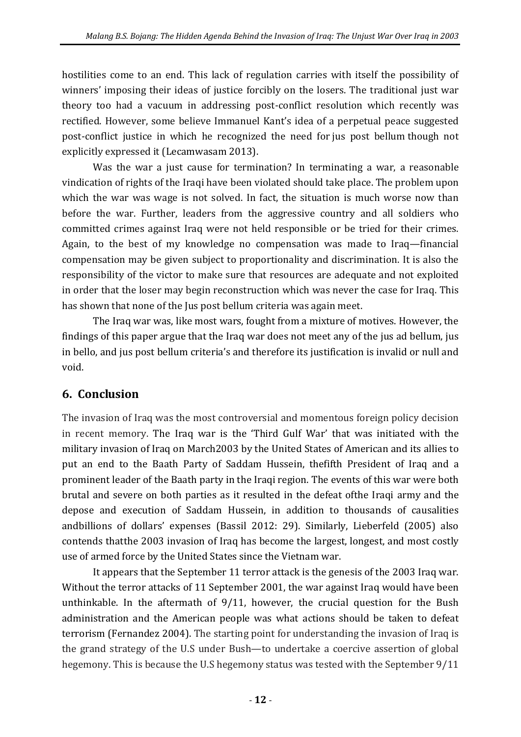hostilities come to an end. This lack of regulation carries with itself the possibility of winners' imposing their ideas of justice forcibly on the losers. The traditional just war theory too had a vacuum in addressing post-conflict resolution which recently was rectified. However, some believe Immanuel Kant's idea of a perpetual peace suggested post-conflict justice in which he recognized the need for jus post bellum though not explicitly expressed it (Lecamwasam 2013).

Was the war a just cause for termination? In terminating a war, a reasonable vindication of rights of the Iraqi have been violated should take place. The problem upon which the war was wage is not solved. In fact, the situation is much worse now than before the war. Further, leaders from the aggressive country and all soldiers who committed crimes against Iraq were not held responsible or be tried for their crimes. Again, to the best of my knowledge no compensation was made to Iraq—financial compensation may be given subject to proportionality and discrimination. It is also the responsibility of the victor to make sure that resources are adequate and not exploited in order that the loser may begin reconstruction which was never the case for Iraq. This has shown that none of the Jus post bellum criteria was again meet.

The Iraq war was, like most wars, fought from a mixture of motives. However, the findings of this paper argue that the Iraq war does not meet any of the jus ad bellum, jus in bello, and jus post bellum criteria's and therefore its justification is invalid or null and void.

## 6. Conclusion

The invasion of Iraq was the most controversial and momentous foreign policy decision in recent memory. The Iraq war is the 'Third Gulf War' that was initiated with the military invasion of Iraq on March2003 by the United States of American and its allies to put an end to the Baath Party of Saddam Hussein, thefifth President of Iraq and a prominent leader of the Baath party in the Iraqi region. The events of this war were both brutal and severe on both parties as it resulted in the defeat ofthe Iraqi army and the depose and execution of Saddam Hussein, in addition to thousands of causalities andbillions of dollars' expenses (Bassil 2012: 29). Similarly, Lieberfeld (2005) also contends thatthe 2003 invasion of Iraq has become the largest, longest, and most costly use of armed force by the United States since the Vietnam war.

It appears that the September 11 terror attack is the genesis of the 2003 Iraq war. Without the terror attacks of 11 September 2001, the war against Iraq would have been unthinkable. In the aftermath of 9/11, however, the crucial question for the Bush administration and the American people was what actions should be taken to defeat terrorism (Fernandez 2004). The starting point for understanding the invasion of Iraq is the grand strategy of the U.S under Bush—to undertake a coercive assertion of global hegemony. This is because the U.S hegemony status was tested with the September 9/11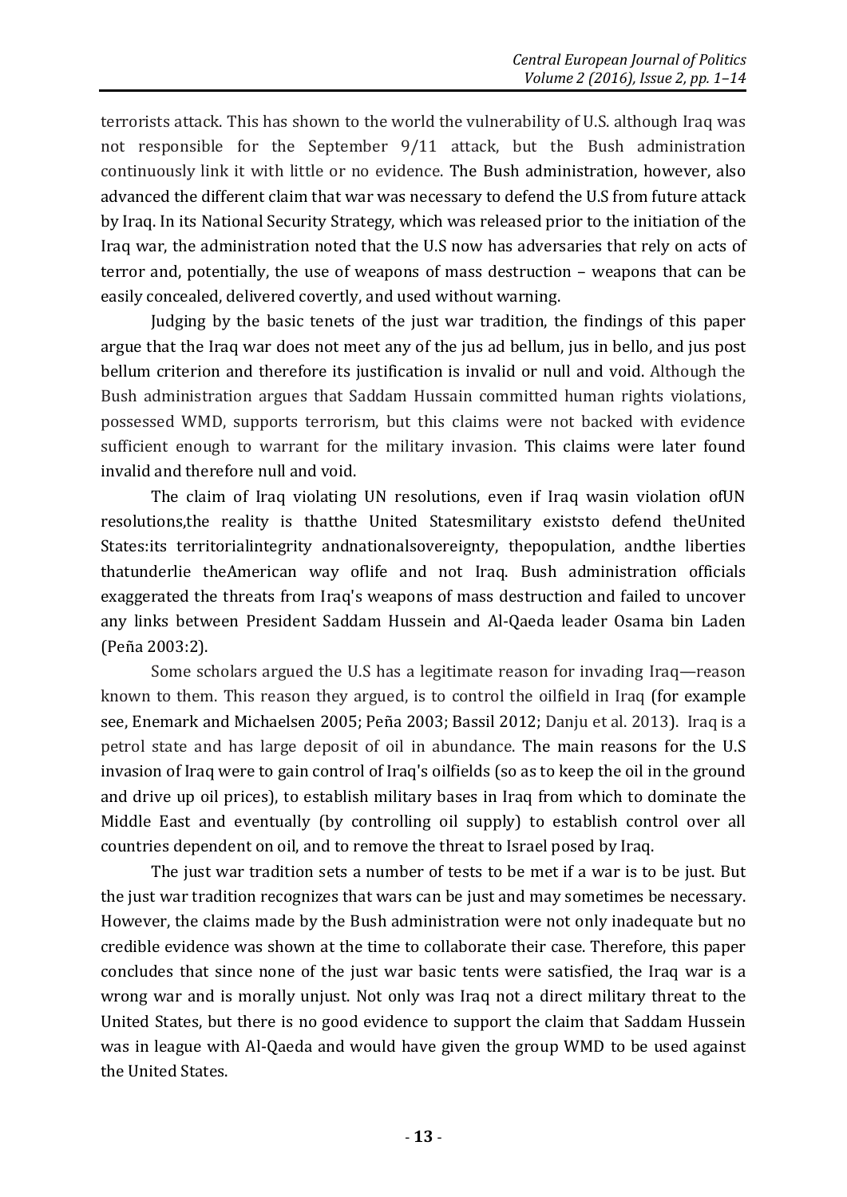terrorists attack. This has shown to the world the vulnerability of U.S. although Iraq was not responsible for the September 9/11 attack, but the Bush administration continuously link it with little or no evidence. The Bush administration, however, also advanced the different claim that war was necessary to defend the U.S from future attack by Iraq. In its National Security Strategy, which was released prior to the initiation of the Iraq war, the administration noted that the U.S now has adversaries that rely on acts of terror and, potentially, the use of weapons of mass destruction – weapons that can be easily concealed, delivered covertly, and used without warning.

Judging by the basic tenets of the just war tradition, the findings of this paper argue that the Iraq war does not meet any of the jus ad bellum, jus in bello, and jus post bellum criterion and therefore its justification is invalid or null and void. Although the Bush administration argues that Saddam Hussain committed human rights violations, possessed WMD, supports terrorism, but this claims were not backed with evidence sufficient enough to warrant for the military invasion. This claims were later found invalid and therefore null and void.

The claim of Iraq violating UN resolutions, even if Iraq wasin violation ofUN resolutions,the reality is thatthe United Statesmilitary existsto defend theUnited States:its territorialintegrity andnationalsovereignty, thepopulation, andthe liberties thatunderlie theAmerican way oflife and not Iraq. Bush administration officials exaggerated the threats from Iraq's weapons of mass destruction and failed to uncover any links between President Saddam Hussein and Al-Qaeda leader Osama bin Laden (Peña 2003:2).

Some scholars argued the U.S has a legitimate reason for invading Iraq—reason known to them. This reason they argued, is to control the oilfield in Iraq (for example see, Enemark and Michaelsen 2005; Peña 2003; Bassil 2012; Danju et al. 2013). Iraq is a petrol state and has large deposit of oil in abundance. The main reasons for the U.S invasion of Iraq were to gain control of Iraq's oilfields (so as to keep the oil in the ground and drive up oil prices), to establish military bases in Iraq from which to dominate the Middle East and eventually (by controlling oil supply) to establish control over all countries dependent on oil, and to remove the threat to Israel posed by Iraq.

The just war tradition sets a number of tests to be met if a war is to be just. But the just war tradition recognizes that wars can be just and may sometimes be necessary. However, the claims made by the Bush administration were not only inadequate but no credible evidence was shown at the time to collaborate their case. Therefore, this paper concludes that since none of the just war basic tents were satisfied, the Iraq war is a wrong war and is morally unjust. Not only was Iraq not a direct military threat to the United States, but there is no good evidence to support the claim that Saddam Hussein was in league with Al-Qaeda and would have given the group WMD to be used against the United States.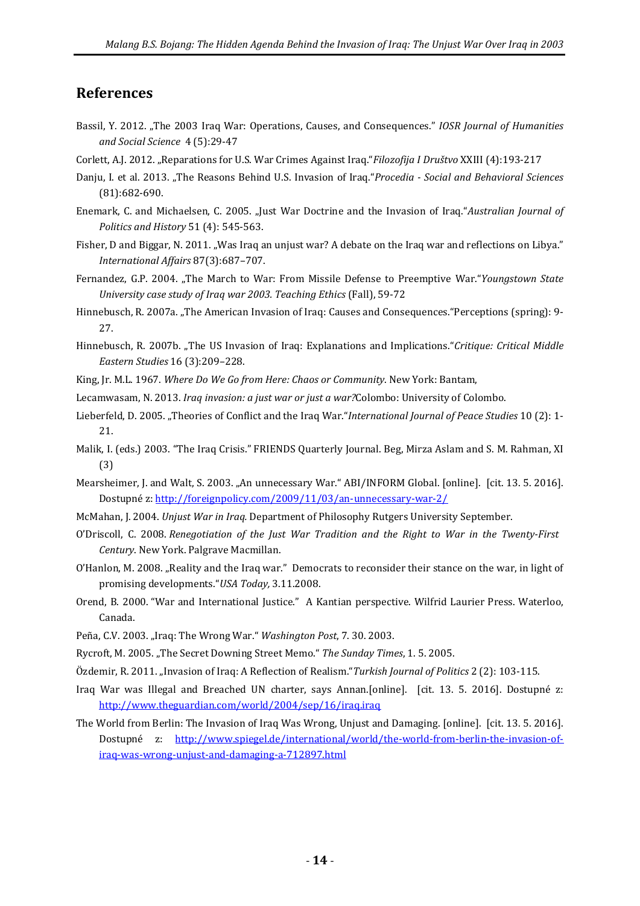## References

Bassil, Y. 2012. „The 2003 Iraq War: Operations, Causes, and Consequences." *IOSR Journal of Humanities and Social Science* 4 (5):29-47

Corlett, A.J. 2012. „Reparations for U.S. War Crimes Against Iraq."*Filozofija I Društvo* XXIII (4):193-217

Danju, I. et al. 2013. „The Reasons Behind U.S. Invasion of Iraq."*Procedia - Social and Behavioral Sciences* (81):682-690.

Enemark, C. and Michaelsen, C. 2005. „Just War Doctrine and the Invasion of Iraq."*Australian Journal of Politics and History* 51 (4): 545-563.

Fisher, D and Biggar, N. 2011. „Was Iraq an unjust war? A debate on the Iraq war and reflections on Libya." *International Affairs* 87(3):687–707.

Fernandez, G.P. 2004. „The March to War: From Missile Defense to Preemptive War."*Youngstown State University case study of Iraq war 2003. Teaching Ethics* (Fall), 59-72

Hinnebusch, R. 2007a. „The American Invasion of Iraq: Causes and Consequences."Perceptions (spring): 9-27.

Hinnebusch, R. 2007b. „The US Invasion of Iraq: Explanations and Implications."*Critique: Critical Middle Eastern Studies* 16 (3):209–228.

King, Jr. M.L. 1967. *Where Do We Go from Here: Chaos or Community*. New York: Bantam,

Lecamwasam, N. 2013. *Iraq invasion: a just war or just a war?*Colombo: University of Colombo.

Lieberfeld, D. 2005. „Theories of Conflict and the Iraq War."*International Journal of Peace Studies* 10 (2): 1-21.

Malik, I. (eds.) 2003. "The Iraq Crisis." FRIENDS Quarterly Journal. Beg, Mirza Aslam and S. M. Rahman, XI (3)

Mearsheimer, J. and Walt, S. 2003. „An unnecessary War." ABI/INFORM Global. [online]. [cit. 13. 5. 2016]. Dostupné z: http://foreignpolicy.com/2009/11/03/an-unnecessary-war-2/

McMahan, J. 2004. *Unjust War in Iraq.* Department of Philosophy Rutgers University September.

O'Driscoll, C. 2008. *Renegotiation of the Just War Tradition and the Right to War in the Twenty-First Century*. New York. Palgrave Macmillan.

O'Hanlon, M. 2008. „Reality and the Iraq war." Democrats to reconsider their stance on the war, in light of promising developments."*USA Today,* 3.11.2008.

Orend, B. 2000. "War and International Justice." A Kantian perspective. Wilfrid Laurier Press. Waterloo, Canada.

Peña, C.V. 2003. „Iraq: The Wrong War." *Washington Post*, 7. 30. 2003.

Rycroft, M. 2005. „The Secret Downing Street Memo." *The Sunday Times*, 1. 5. 2005.

Özdemir, R. 2011. „Invasion of Iraq: A Reflection of Realism."*Turkish Journal of Politics* 2 (2): 103-115.

Iraq War was Illegal and Breached UN charter, says Annan.[online]. [cit. 13. 5. 2016]. Dostupné z: http://www.theguardian.com/world/2004/sep/16/iraq.iraq

The World from Berlin: The Invasion of Iraq Was Wrong, Unjust and Damaging. [online]. [cit. 13. 5. 2016]. Dostupné z: http://www.spiegel.de/international/world/the-world-from-berlin-the-invasion-of-iraq-was-wrong-unjust-and-damaging-a-712897.html